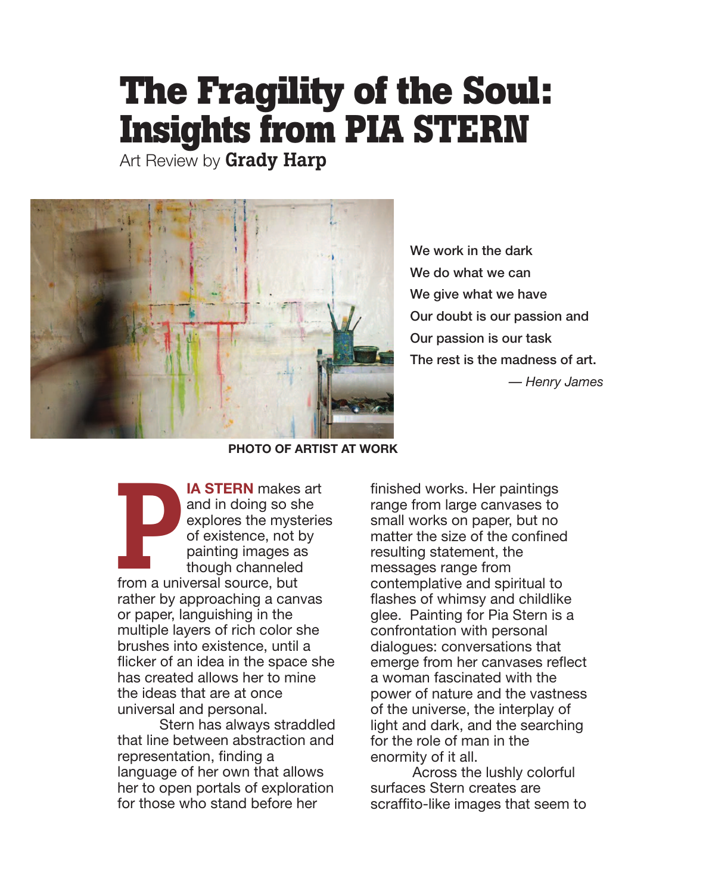# The Fragility of the Soul: Insights from PIA STERN

Art Review by **Grady Harp**

PHOTO OF ARTIST AT WORK

We work in the dark
We do what we can
We give what we have
Our doubt is our passion and
Our passion is our task
The rest is the madness of art.

*— Henry James*

**PIA STERN** makes art and in doing so she explores the mysteries of existence, not by painting images as though channeled from a universal source, but rather by approaching a canvas or paper, languishing in the multiple layers of rich color she brushes into existence, until a flicker of an idea in the space she has created allows her to mine the ideas that are at once universal and personal.

Stern has always straddled that line between abstraction and representation, finding a language of her own that allows her to open portals of exploration for those who stand before her finished works. Her paintings range from large canvases to small works on paper, but no matter the size of the confined resulting statement, the messages range from contemplative and spiritual to flashes of whimsy and childlike glee. Painting for Pia Stern is a confrontation with personal dialogues: conversations that emerge from her canvases reflect a woman fascinated with the power of nature and the vastness of the universe, the interplay of light and dark, and the searching for the role of man in the enormity of it all.

Across the lushly colorful surfaces Stern creates are scraffito-like images that seem to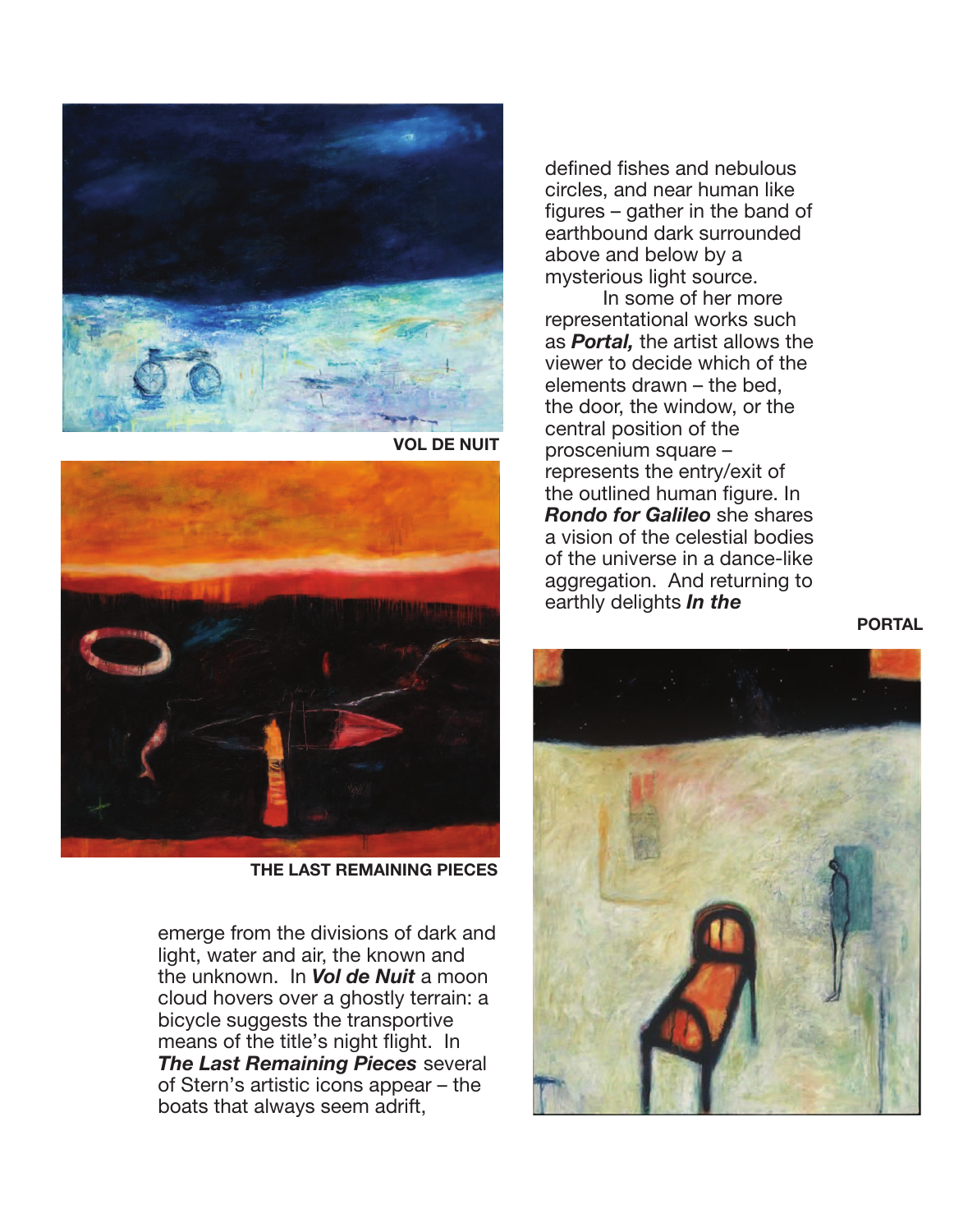VOL DE NUIT

THE LAST REMAINING PIECES

emerge from the divisions of dark and light, water and air, the known and the unknown. In ***Vol de Nuit*** a moon cloud hovers over a ghostly terrain: a bicycle suggests the transportive means of the title's night flight. In ***The Last Remaining Pieces*** several of Stern's artistic icons appear – the boats that always seem adrift, defined fishes and nebulous circles, and near human like figures – gather in the band of earthbound dark surrounded above and below by a mysterious light source.

In some of her more representational works such as ***Portal,*** the artist allows the viewer to decide which of the elements drawn – the bed, the door, the window, or the central position of the proscenium square – represents the entry/exit of the outlined human figure. In ***Rondo for Galileo*** she shares a vision of the celestial bodies of the universe in a dance-like aggregation. And returning to earthly delights ***In the***

PORTAL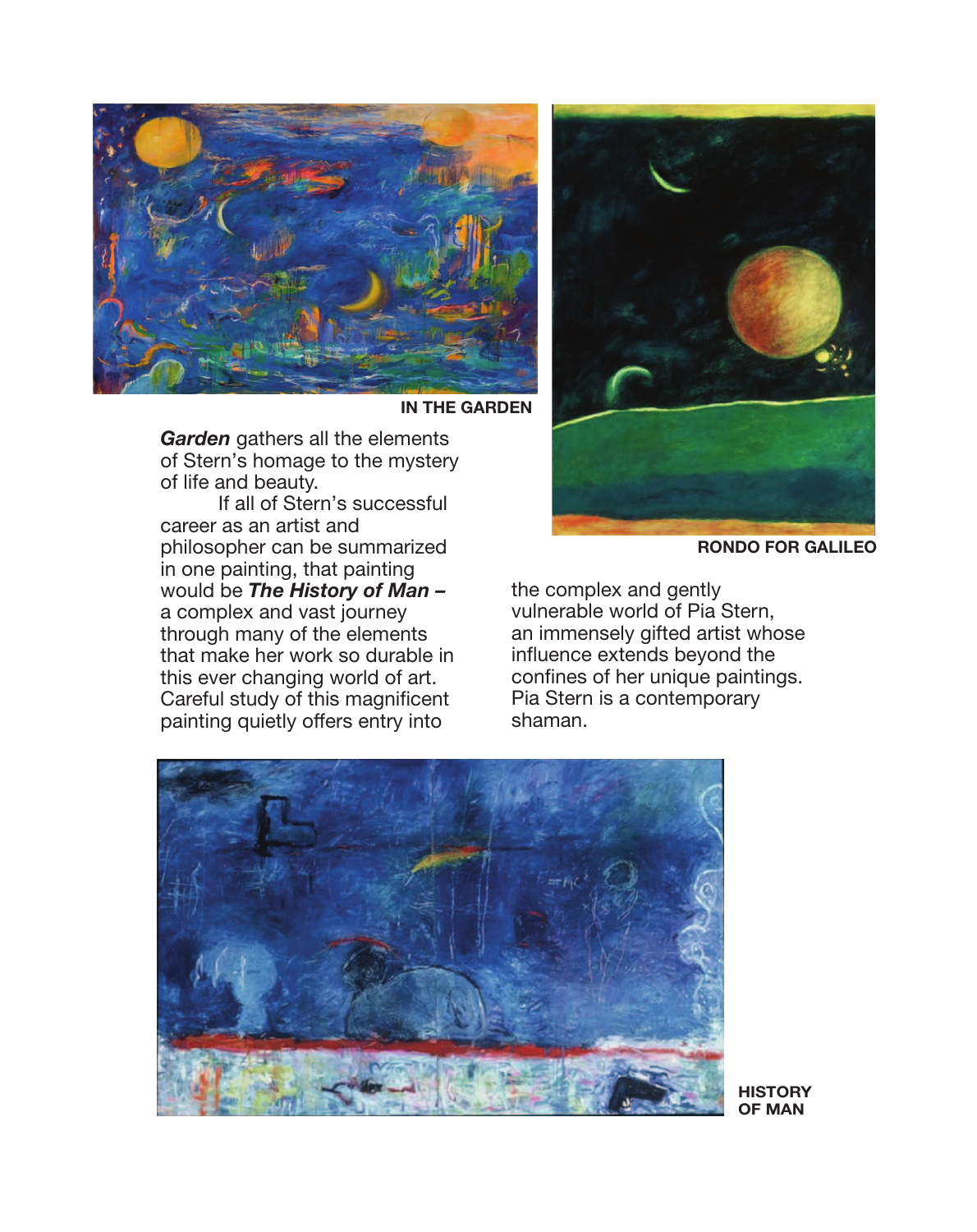IN THE GARDEN

***Garden*** gathers all the elements of Stern's homage to the mystery of life and beauty.

If all of Stern's successful career as an artist and philosopher can be summarized in one painting, that painting would be ***The History of Man –*** a complex and vast journey through many of the elements that make her work so durable in this ever changing world of art. Careful study of this magnificent painting quietly offers entry into the complex and gently vulnerable world of Pia Stern, an immensely gifted artist whose influence extends beyond the confines of her unique paintings. Pia Stern is a contemporary shaman.

RONDO FOR GALILEO

HISTORY OF MAN